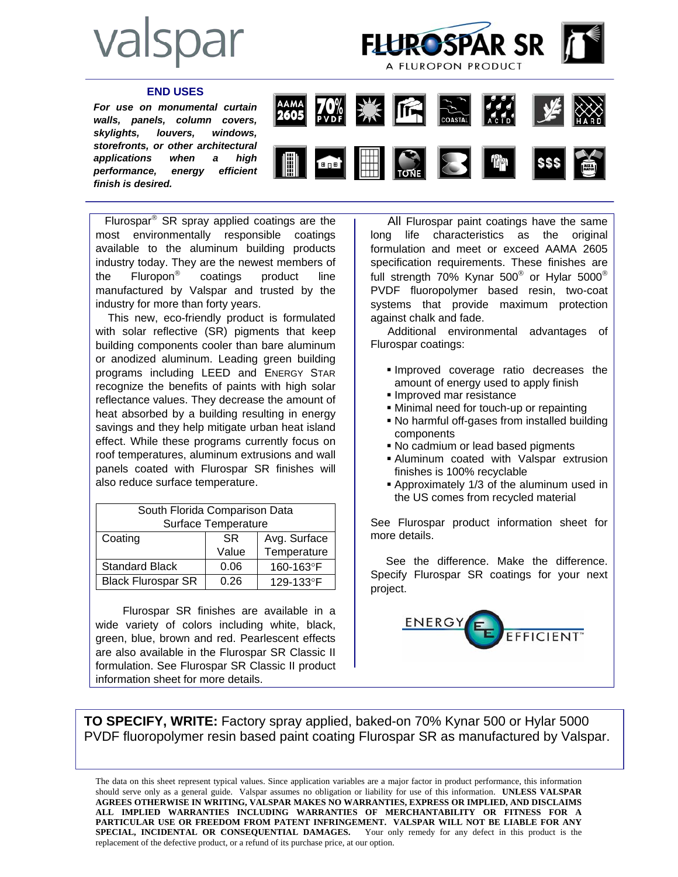valspar

# FLUROSPAR SR

A FLUROPON PRODUCT

## END USES

***For use on monumental curtain walls, panels, column covers, skylights, louvers, windows, storefronts, or other architectural applications when a high performance, energy efficient finish is desired.***

AAMA 2605 | 70% PVDF | COASTAL | ACID | HARD | TONE | $$$ | MIX & MATCH

Flurospar® SR spray applied coatings are the most environmentally responsible coatings available to the aluminum building products industry today. They are the newest members of the Fluropon® coatings product line manufactured by Valspar and trusted by the industry for more than forty years.

This new, eco-friendly product is formulated with solar reflective (SR) pigments that keep building components cooler than bare aluminum or anodized aluminum. Leading green building programs including LEED and ENERGY STAR recognize the benefits of paints with high solar reflectance values. They decrease the amount of heat absorbed by a building resulting in energy savings and they help mitigate urban heat island effect. While these programs currently focus on roof temperatures, aluminum extrusions and wall panels coated with Flurospar SR finishes will also reduce surface temperature.

| South Florida Comparison Data Surface Temperature | | |
|---|---|---|
| Coating | SR Value | Avg. Surface Temperature |
| Standard Black | 0.06 | 160-163°F |
| Black Flurospar SR | 0.26 | 129-133°F |

Flurospar SR finishes are available in a wide variety of colors including white, black, green, blue, brown and red. Pearlescent effects are also available in the Flurospar SR Classic II formulation. See Flurospar SR Classic II product information sheet for more details.

All Flurospar paint coatings have the same long life characteristics as the original formulation and meet or exceed AAMA 2605 specification requirements. These finishes are full strength 70% Kynar 500® or Hylar 5000® PVDF fluoropolymer based resin, two-coat systems that provide maximum protection against chalk and fade.

Additional environmental advantages of Flurospar coatings:

- Improved coverage ratio decreases the amount of energy used to apply finish
- Improved mar resistance
- Minimal need for touch-up or repainting
- No harmful off-gases from installed building components
- No cadmium or lead pigments
- Aluminum coated with Valspar extrusion finishes is 100% recyclable
- Approximately 1/3 of the aluminum used in the US comes from recycled material

See Flurospar product information sheet for more details.

See the difference. Make the difference. Specify Flurospar SR coatings for your next project.

ENERGY EFFICIENT™

**TO SPECIFY, WRITE:** Factory spray applied, baked-on 70% Kynar 500 or Hylar 5000 PVDF fluoropolymer resin based paint coating Flurospar SR as manufactured by Valspar.

The data on this sheet represent typical values. Since application variables are a major factor in product performance, this information should serve only as a general guide. Valspar assumes no obligation or liability for use of this information. **UNLESS VALSPAR AGREES OTHERWISE IN WRITING, VALSPAR MAKES NO WARRANTIES, EXPRESS OR IMPLIED, AND DISCLAIMS ALL IMPLIED WARRANTIES INCLUDING WARRANTIES OF MERCHANTABILITY OR FITNESS FOR A PARTICULAR USE OR FREEDOM FROM PATENT INFRINGEMENT. VALSPAR WILL NOT BE LIABLE FOR ANY SPECIAL, INCIDENTAL OR CONSEQUENTIAL DAMAGES.** Your only remedy for any defect in this product is the replacement of the defective product, or a refund of its purchase price, at our option.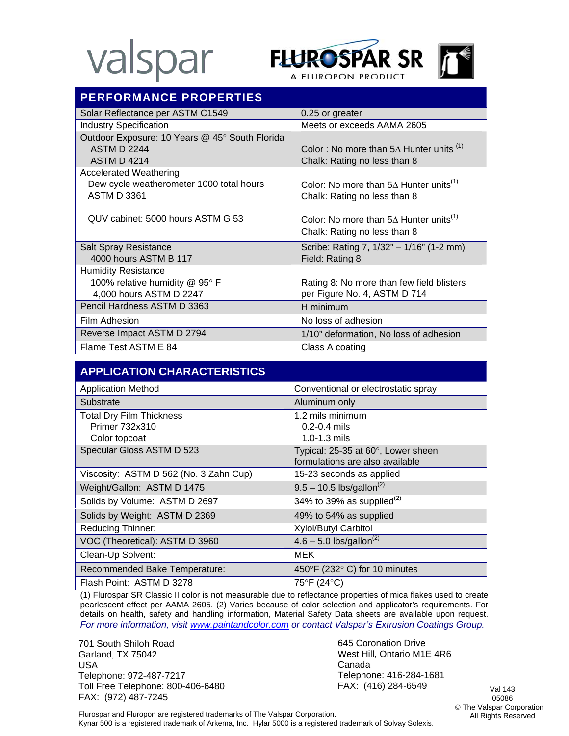valspar

FLUROSPAR SR
A FLUROPON PRODUCT

## PERFORMANCE PROPERTIES

| | |
|---|---|
| Solar Reflectance per ASTM C1549 | 0.25 or greater |
| Industry Specification | Meets or exceeds AAMA 2605 |
| Outdoor Exposure: 10 Years @ 45° South Florida<br>ASTM D 2244<br>ASTM D 4214 | Color : No more than 5Δ Hunter units [1]<br>Chalk: Rating no less than 8 |
| Accelerated Weathering<br>Dew cycle weatherometer 1000 total hours<br>ASTM D 3361<br><br>QUV cabinet: 5000 hours ASTM G 53 | Color: No more than 5Δ Hunter units[1]<br>Chalk: Rating no less than 8<br><br>Color: No more than 5Δ Hunter units[1]<br>Chalk: Rating no less than 8 |
| Salt Spray Resistance<br>4000 hours ASTM B 117 | Scribe: Rating 7, 1/32" – 1/16" (1-2 mm)<br>Field: Rating 8 |
| Humidity Resistance<br>100% relative humidity @ 95° F<br>4,000 hours ASTM D 2247 | Rating 8: No more than few field blisters<br>per Figure No. 4, ASTM D 714 |
| Pencil Hardness ASTM D 3363 | H minimum |
| Film Adhesion | No loss of adhesion |
| Reverse Impact ASTM D 2794 | 1/10" deformation, No loss of adhesion |
| Flame Test ASTM E 84 | Class A coating |

## APPLICATION CHARACTERISTICS

| | |
|---|---|
| Application Method | Conventional or electrostatic spray |
| Substrate | Aluminum only |
| Total Dry Film Thickness<br>Primer 732x310<br>Color topcoat | 1.2 mils minimum<br>0.2-0.4 mils<br>1.0-1.3 mils |
| Specular Gloss ASTM D 523 | Typical: 25-35 at 60°, Lower sheen formulations are also available |
| Viscosity: ASTM D 562 (No. 3 Zahn Cup) | 15-23 seconds as applied |
| Weight/Gallon: ASTM D 1475 | 9.5 – 10.5 lbs/gallon[2] |
| Solids by Volume: ASTM D 2697 | 34% to 39% as supplied[2] |
| Solids by Weight: ASTM D 2369 | 49% to 54% as supplied |
| Reducing Thinner: | Xylol/Butyl Carbitol |
| VOC (Theoretical): ASTM D 3960 | 4.6 – 5.0 lbs/gallon[2] |
| Clean-Up Solvent: | MEK |
| Recommended Bake Temperature: | 450°F (232° C) for 10 minutes |
| Flash Point: ASTM D 3278 | 75°F (24°C) |

(1) Flurospar SR Classic II color is not measurable due to reflectance properties of mica flakes used to create pearlescent effect per AAMA 2605. (2) Varies because of color selection and applicator's requirements. For details on health, safety and handling information, Material Safety Data sheets are available upon request.
*For more information, visit www.paintandcolor.com or contact Valspar's Extrusion Coatings Group.*

701 South Shiloh Road
Garland, TX 75042
USA
Telephone: 972-487-7217
Toll Free Telephone: 800-406-6480
FAX: (972) 487-7245

645 Coronation Drive
West Hill, Ontario M1E 4R6
Canada
Telephone: 416-284-1681
FAX: (416) 284-6549

Val 143
05086
© The Valspar Corporation
All Rights Reserved

Flurospar and Fluropon are registered trademarks of The Valspar Corporation.
Kynar 500 is a registered trademark of Arkema, Inc. Hylar 5000 is a registered trademark of Solvay Solexis.